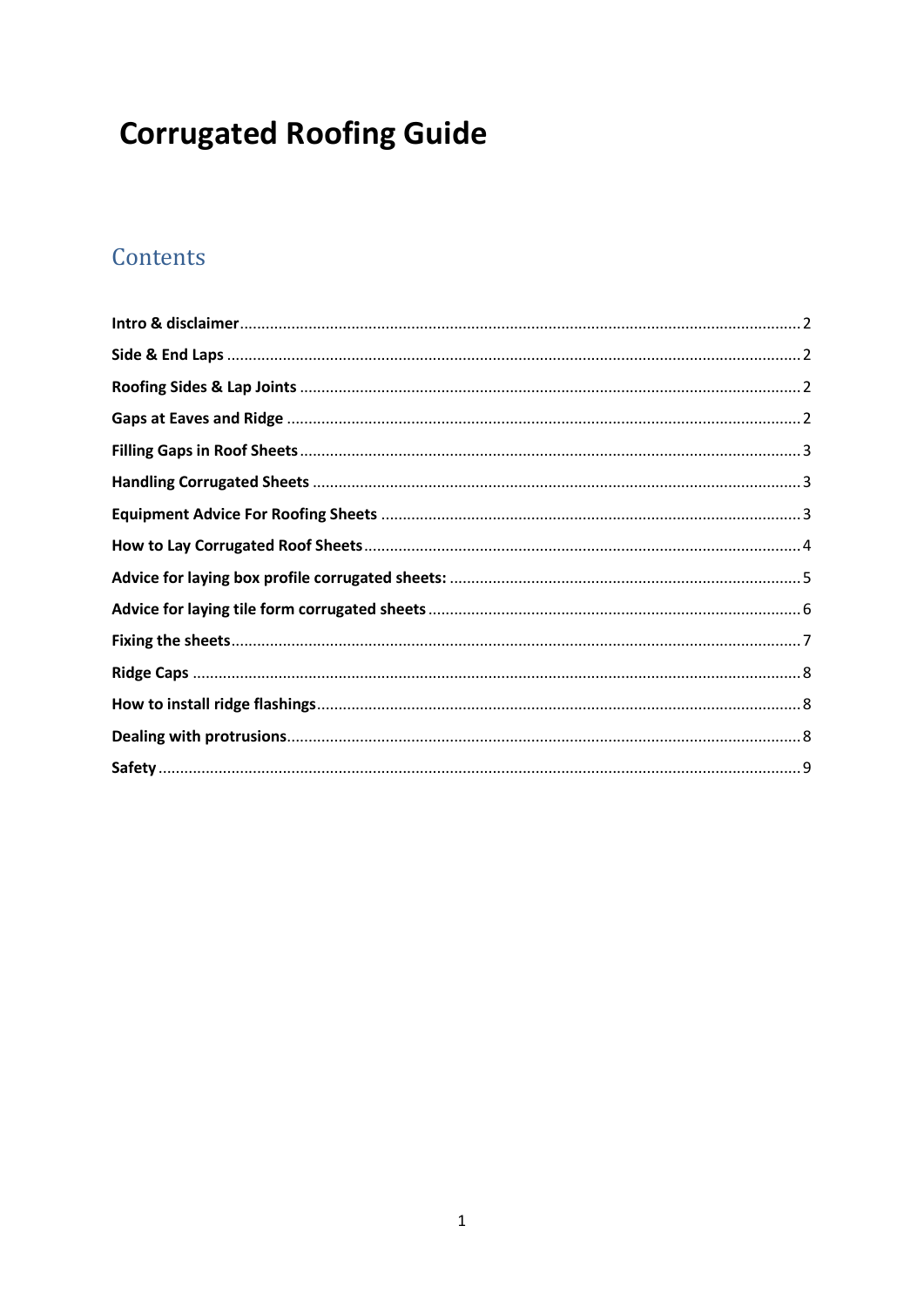# Corrugated Roofing Guide

## Contents

**Intro & disclaimer** .......... 2
**Side & End Laps** .......... 2
**Roofing Sides & Lap Joints** .......... 2
**Gaps at Eaves and Ridge** .......... 2
**Filling Gaps in Roof Sheets** .......... 3
**Handling Corrugated Sheets** .......... 3
**Equipment Advice For Roofing Sheets** .......... 3
**How to Lay Corrugated Roof Sheets** .......... 4
**Advice for laying box profile corrugated sheets:** .......... 5
**Advice for laying tile form corrugated sheets** .......... 6
**Fixing the sheets** .......... 7
**Ridge Caps** .......... 8
**How to install ridge flashings** .......... 8
**Dealing with protrusions** .......... 8
**Safety** .......... 9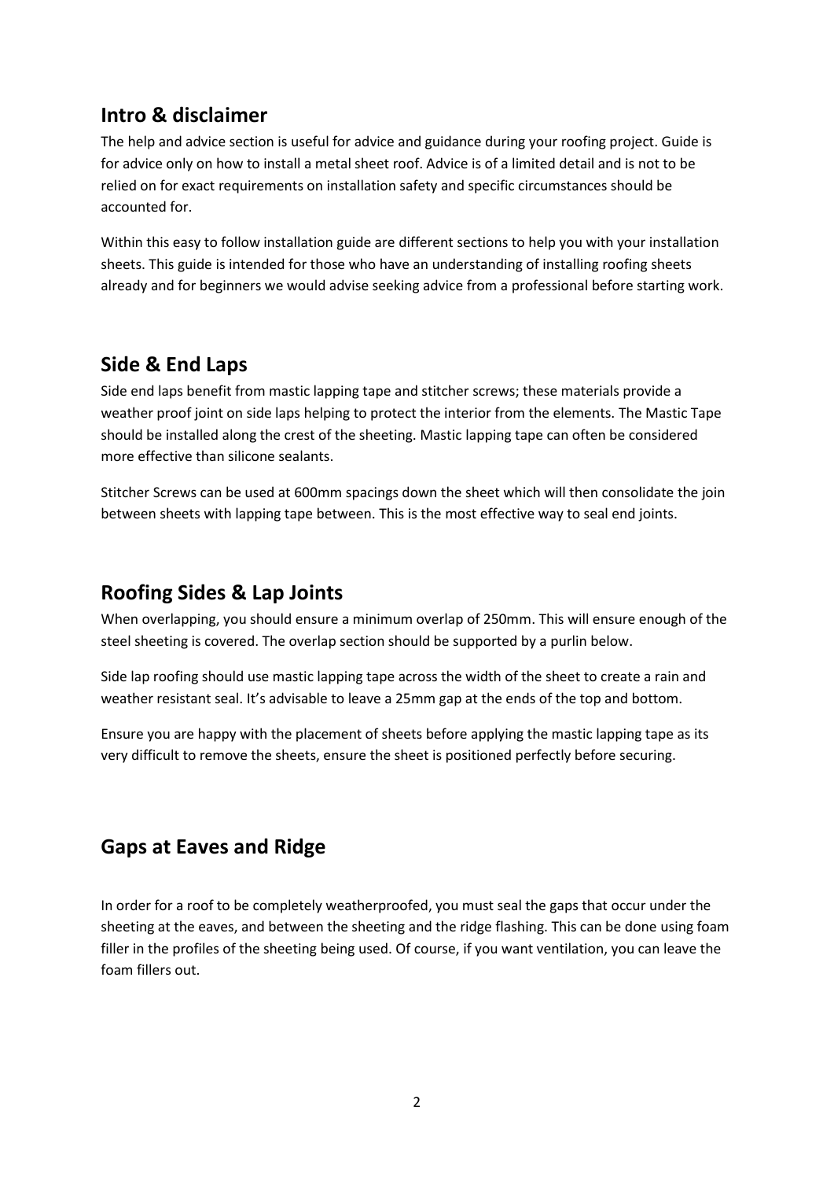## Intro & disclaimer

The help and advice section is useful for advice and guidance during your roofing project. Guide is for advice only on how to install a metal sheet roof. Advice is of a limited detail and is not to be relied on for exact requirements on installation safety and specific circumstances should be accounted for.

Within this easy to follow installation guide are different sections to help you with your installation sheets. This guide is intended for those who have an understanding of installing roofing sheets already and for beginners we would advise seeking advice from a professional before starting work.

## Side & End Laps

Side end laps benefit from mastic lapping tape and stitcher screws; these materials provide a weather proof joint on side laps helping to protect the interior from the elements. The Mastic Tape should be installed along the crest of the sheeting. Mastic lapping tape can often be considered more effective than silicone sealants.

Stitcher Screws can be used at 600mm spacings down the sheet which will then consolidate the join between sheets with lapping tape between. This is the most effective way to seal end joints.

## Roofing Sides & Lap Joints

When overlapping, you should ensure a minimum overlap of 250mm. This will ensure enough of the steel sheeting is covered. The overlap section should be supported by a purlin below.

Side lap roofing should use mastic lapping tape across the width of the sheet to create a rain and weather resistant seal. It's advisable to leave a 25mm gap at the ends of the top and bottom.

Ensure you are happy with the placement of sheets before applying the mastic lapping tape as its very difficult to remove the sheets, ensure the sheet is positioned perfectly before securing.

## Gaps at Eaves and Ridge

In order for a roof to be completely weatherproofed, you must seal the gaps that occur under the sheeting at the eaves, and between the sheeting and the ridge flashing. This can be done using foam filler in the profiles of the sheeting being used. Of course, if you want ventilation, you can leave the foam fillers out.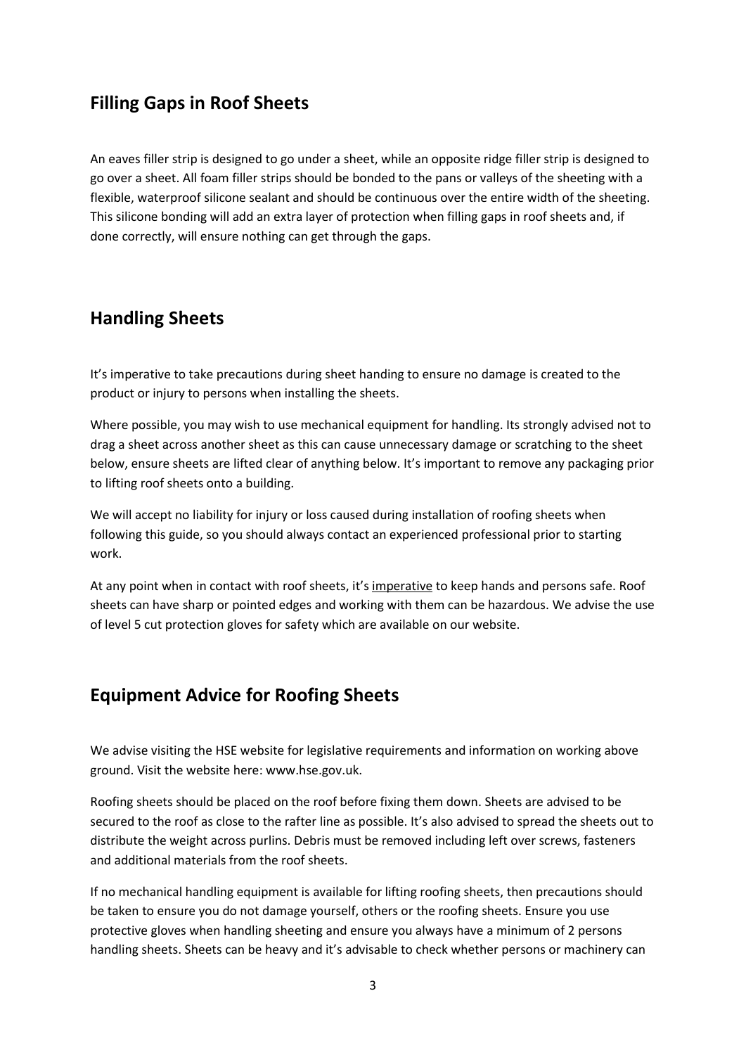## Filling Gaps in Roof Sheets

An eaves filler strip is designed to go under a sheet, while an opposite ridge filler strip is designed to go over a sheet. All foam filler strips should be bonded to the pans or valleys of the sheeting with a flexible, waterproof silicone sealant and should be continuous over the entire width of the sheeting. This silicone bonding will add an extra layer of protection when filling gaps in roof sheets and, if done correctly, will ensure nothing can get through the gaps.

## Handling Sheets

It's imperative to take precautions during sheet handing to ensure no damage is created to the product or injury to persons when installing the sheets.

Where possible, you may wish to use mechanical equipment for handling. Its strongly advised not to drag a sheet across another sheet as this can cause unnecessary damage or scratching to the sheet below, ensure sheets are lifted clear of anything below. It's important to remove any packaging prior to lifting roof sheets onto a building.

We will accept no liability for injury or loss caused during installation of roofing sheets when following this guide, so you should always contact an experienced professional prior to starting work.

At any point when in contact with roof sheets, it's <u>imperative</u> to keep hands and persons safe. Roof sheets can have sharp or pointed edges and working with them can be hazardous. We advise the use of level 5 cut protection gloves for safety which are available on our website.

## Equipment Advice for Roofing Sheets

We advise visiting the HSE website for legislative requirements and information on working above ground. Visit the website here: www.hse.gov.uk.

Roofing sheets should be placed on the roof before fixing them down. Sheets are advised to be secured to the roof as close to the rafter line as possible. It's also advised to spread the sheets out to distribute the weight across purlins. Debris must be removed including left over screws, fasteners and additional materials from the roof sheets.

If no mechanical handling equipment is available for lifting roofing sheets, then precautions should be taken to ensure you do not damage yourself, others or the roofing sheets. Ensure you use protective gloves when handling sheeting and ensure you always have a minimum of 2 persons handling sheets. Sheets can be heavy and it's advisable to check whether persons or machinery can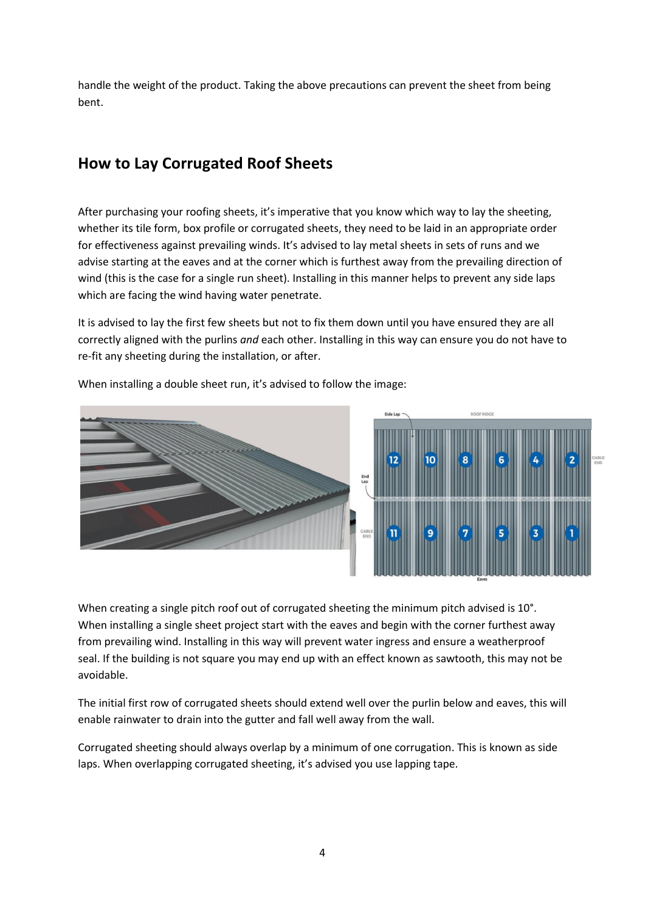handle the weight of the product. Taking the above precautions can prevent the sheet from being bent.

## How to Lay Corrugated Roof Sheets

After purchasing your roofing sheets, it's imperative that you know which way to lay the sheeting, whether its tile form, box profile or corrugated sheets, they need to be laid in an appropriate order for effectiveness against prevailing winds. It's advised to lay metal sheets in sets of runs and we advise starting at the eaves and at the corner which is furthest away from the prevailing direction of wind (this is the case for a single run sheet). Installing in this manner helps to prevent any side laps which are facing the wind having water penetrate.

It is advised to lay the first few sheets but not to fix them down until you have ensured they are all correctly aligned with the purlins *and* each other. Installing in this way can ensure you do not have to re-fit any sheeting during the installation, or after.

When installing a double sheet run, it's advised to follow the image:

When creating a single pitch roof out of corrugated sheeting the minimum pitch advised is 10°. When installing a single sheet project start with the eaves and begin with the corner furthest away from prevailing wind. Installing in this way will prevent water ingress and ensure a weatherproof seal. If the building is not square you may end up with an effect known as sawtooth, this may not be avoidable.

The initial first row of corrugated sheets should extend well over the purlin below and eaves, this will enable rainwater to drain into the gutter and fall well away from the wall.

Corrugated sheeting should always overlap by a minimum of one corrugation. This is known as side laps. When overlapping corrugated sheeting, it's advised you use lapping tape.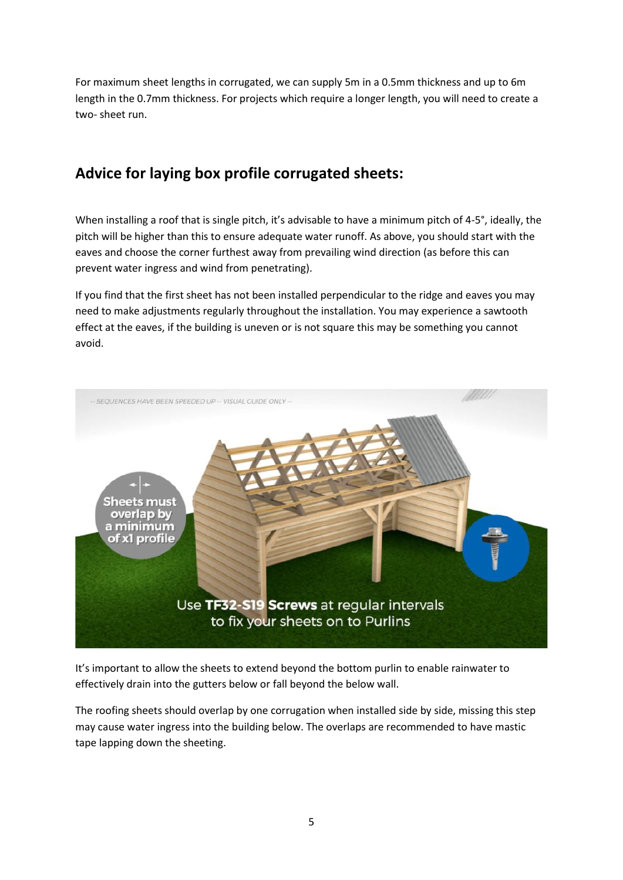For maximum sheet lengths in corrugated, we can supply 5m in a 0.5mm thickness and up to 6m length in the 0.7mm thickness. For projects which require a longer length, you will need to create a two- sheet run.

## Advice for laying box profile corrugated sheets:

When installing a roof that is single pitch, it's advisable to have a minimum pitch of 4-5°, ideally, the pitch will be higher than this to ensure adequate water runoff. As above, you should start with the eaves and choose the corner furthest away from prevailing wind direction (as before this can prevent water ingress and wind from penetrating).

If you find that the first sheet has not been installed perpendicular to the ridge and eaves you may need to make adjustments regularly throughout the installation. You may experience a sawtooth effect at the eaves, if the building is uneven or is not square this may be something you cannot avoid.

It's important to allow the sheets to extend beyond the bottom purlin to enable rainwater to effectively drain into the gutters below or fall beyond the below wall.

The roofing sheets should overlap by one corrugation when installed side by side, missing this step may cause water ingress into the building below. The overlaps are recommended to have mastic tape lapping down the sheeting.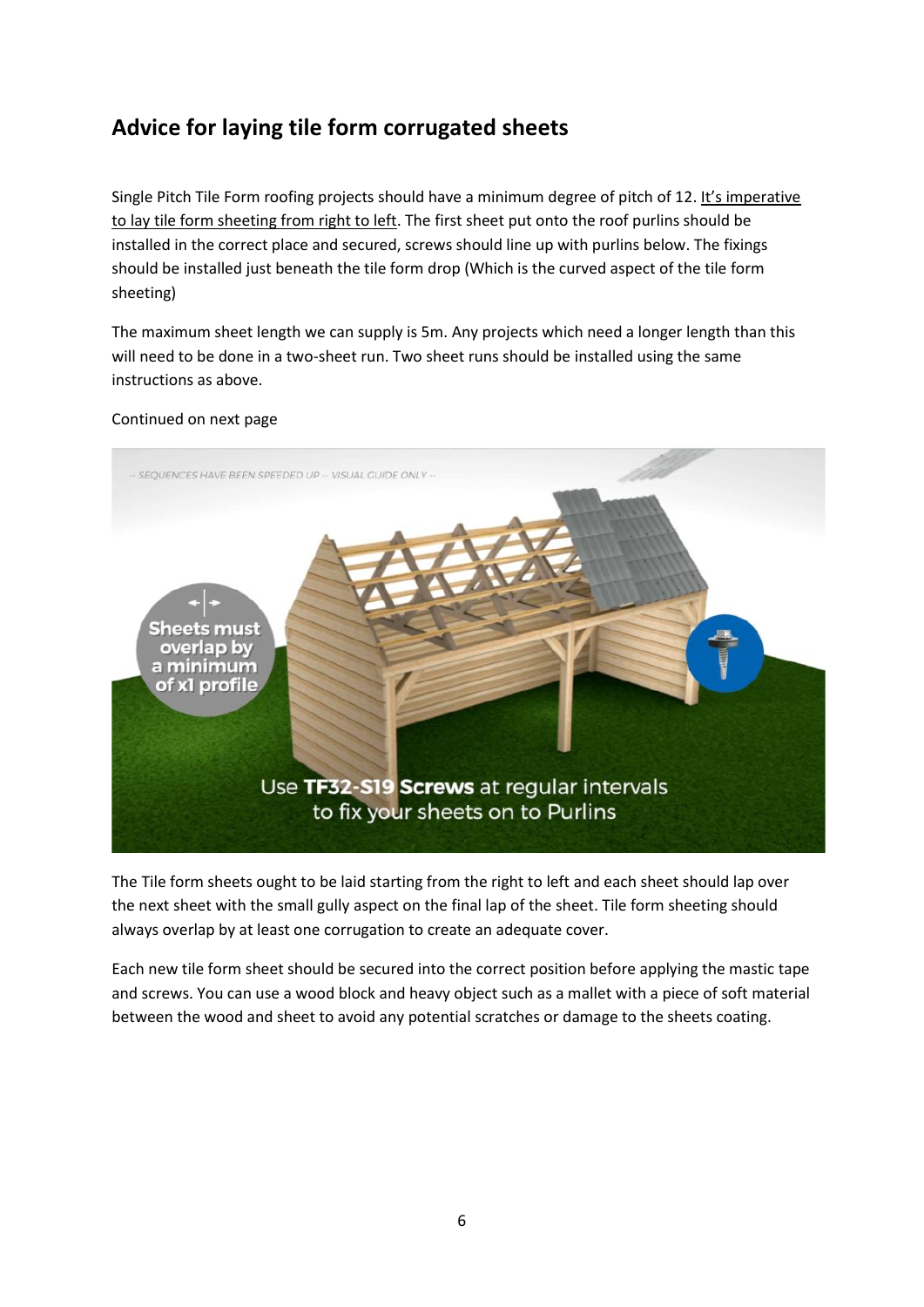## Advice for laying tile form corrugated sheets

Single Pitch Tile Form roofing projects should have a minimum degree of pitch of 12. It's imperative to lay tile form sheeting from right to left. The first sheet put onto the roof purlins should be installed in the correct place and secured, screws should line up with purlins below. The fixings should be installed just beneath the tile form drop (Which is the curved aspect of the tile form sheeting)

The maximum sheet length we can supply is 5m. Any projects which need a longer length than this will need to be done in a two-sheet run. Two sheet runs should be installed using the same instructions as above.

Continued on next page

The Tile form sheets ought to be laid starting from the right to left and each sheet should lap over the next sheet with the small gully aspect on the final lap of the sheet. Tile form sheeting should always overlap by at least one corrugation to create an adequate cover.

Each new tile form sheet should be secured into the correct position before applying the mastic tape and screws. You can use a wood block and heavy object such as a mallet with a piece of soft material between the wood and sheet to avoid any potential scratches or damage to the sheets coating.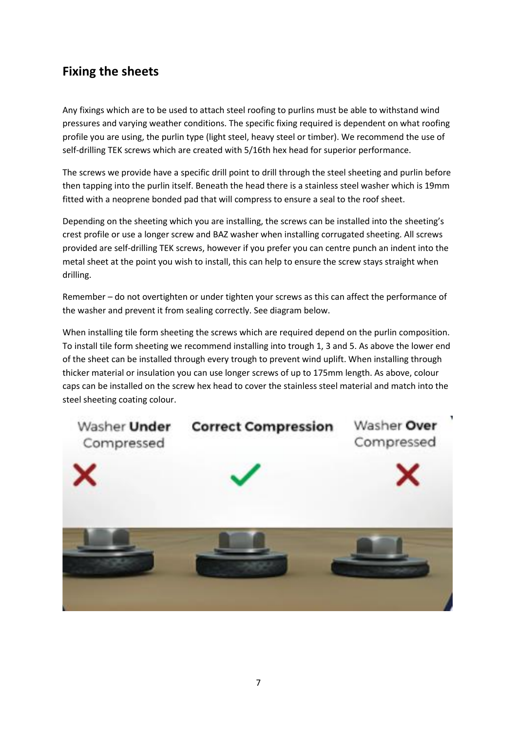## Fixing the sheets

Any fixings which are to be used to attach steel roofing to purlins must be able to withstand wind pressures and varying weather conditions. The specific fixing required is dependent on what roofing profile you are using, the purlin type (light steel, heavy steel or timber). We recommend the use of self-drilling TEK screws which are created with 5/16th hex head for superior performance.

The screws we provide have a specific drill point to drill through the steel sheeting and purlin before then tapping into the purlin itself. Beneath the head there is a stainless steel washer which is 19mm fitted with a neoprene bonded pad that will compress to ensure a seal to the roof sheet.

Depending on the sheeting which you are installing, the screws can be installed into the sheeting's crest profile or use a longer screw and BAZ washer when installing corrugated sheeting. All screws provided are self-drilling TEK screws, however if you prefer you can centre punch an indent into the metal sheet at the point you wish to install, this can help to ensure the screw stays straight when drilling.

Remember – do not overtighten or under tighten your screws as this can affect the performance of the washer and prevent it from sealing correctly. See diagram below.

When installing tile form sheeting the screws which are required depend on the purlin composition. To install tile form sheeting we recommend installing into trough 1, 3 and 5. As above the lower end of the sheet can be installed through every trough to prevent wind uplift. When installing through thicker material or insulation you can use longer screws of up to 175mm length. As above, colour caps can be installed on the screw hex head to cover the stainless steel material and match into the steel sheeting coating colour.

Washer **Under** Compressed ✗ | **Correct Compression** ✓ | Washer **Over** Compressed ✗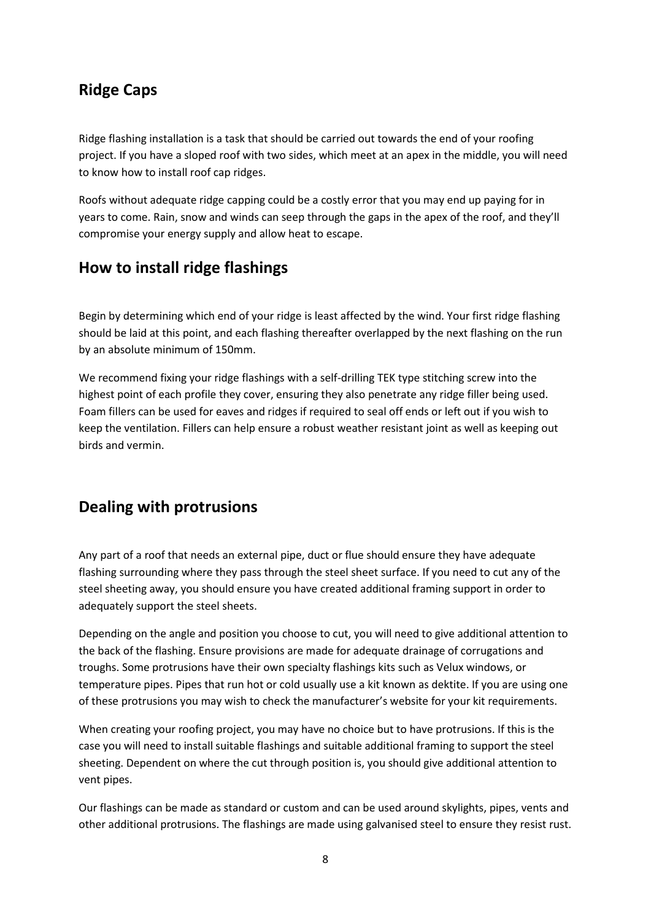## Ridge Caps

Ridge flashing installation is a task that should be carried out towards the end of your roofing project. If you have a sloped roof with two sides, which meet at an apex in the middle, you will need to know how to install roof cap ridges.

Roofs without adequate ridge capping could be a costly error that you may end up paying for in years to come. Rain, snow and winds can seep through the gaps in the apex of the roof, and they'll compromise your energy supply and allow heat to escape.

## How to install ridge flashings

Begin by determining which end of your ridge is least affected by the wind. Your first ridge flashing should be laid at this point, and each flashing thereafter overlapped by the next flashing on the run by an absolute minimum of 150mm.

We recommend fixing your ridge flashings with a self-drilling TEK type stitching screw into the highest point of each profile they cover, ensuring they also penetrate any ridge filler being used. Foam fillers can be used for eaves and ridges if required to seal off ends or left out if you wish to keep the ventilation. Fillers can help ensure a robust weather resistant joint as well as keeping out birds and vermin.

## Dealing with protrusions

Any part of a roof that needs an external pipe, duct or flue should ensure they have adequate flashing surrounding where they pass through the steel sheet surface. If you need to cut any of the steel sheeting away, you should ensure you have created additional framing support in order to adequately support the steel sheets.

Depending on the angle and position you choose to cut, you will need to give additional attention to the back of the flashing. Ensure provisions are made for adequate drainage of corrugations and troughs. Some protrusions have their own specialty flashings kits such as Velux windows, or temperature pipes. Pipes that run hot or cold usually use a kit known as dektite. If you are using one of these protrusions you may wish to check the manufacturer's website for your kit requirements.

When creating your roofing project, you may have no choice but to have protrusions. If this is the case you will need to install suitable flashings and suitable additional framing to support the steel sheeting. Dependent on where the cut through position is, you should give additional attention to vent pipes.

Our flashings can be made as standard or custom and can be used around skylights, pipes, vents and other additional protrusions. The flashings are made using galvanised steel to ensure they resist rust.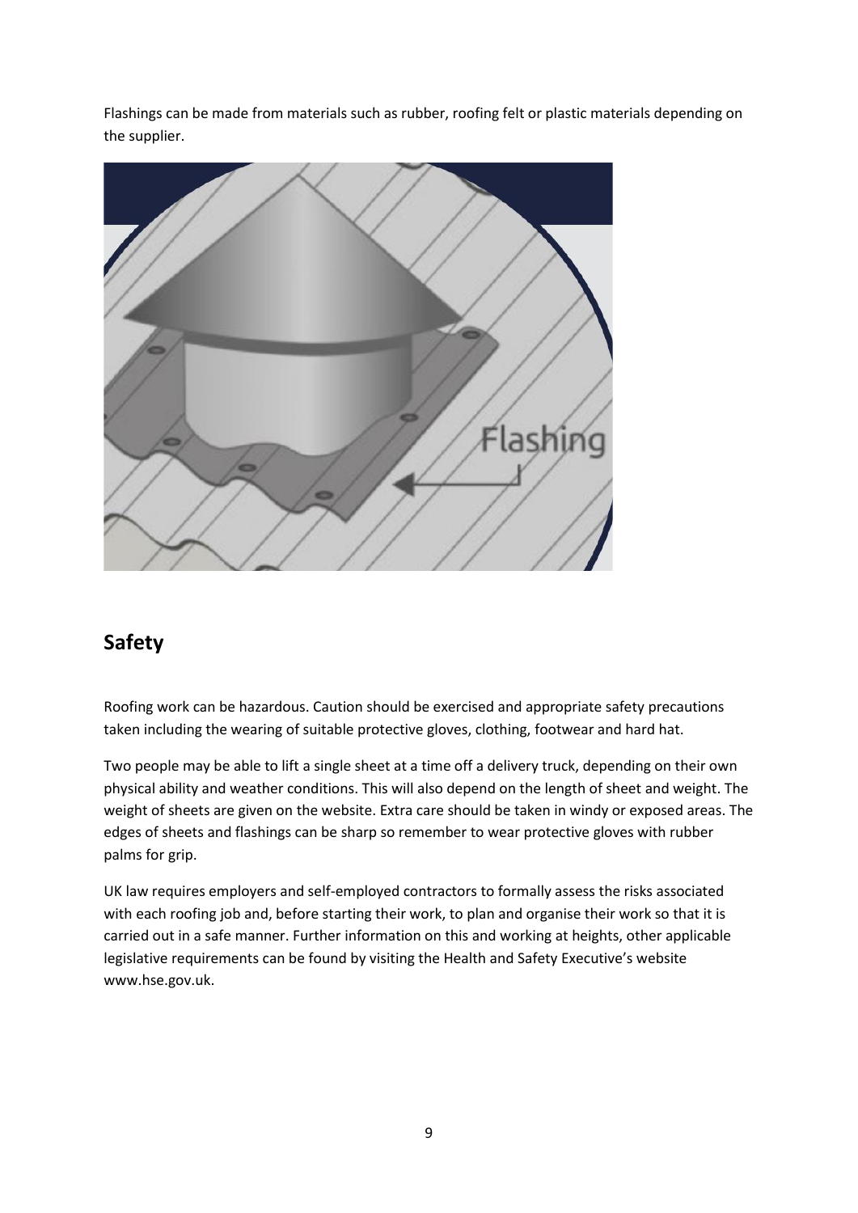Flashings can be made from materials such as rubber, roofing felt or plastic materials depending on the supplier.

Flashing

## Safety

Roofing work can be hazardous. Caution should be exercised and appropriate safety precautions taken including the wearing of suitable protective gloves, clothing, footwear and hard hat.

Two people may be able to lift a single sheet at a time off a delivery truck, depending on their own physical ability and weather conditions. This will also depend on the length of sheet and weight. The weight of sheets are given on the website. Extra care should be taken in windy or exposed areas. The edges of sheets and flashings can be sharp so remember to wear protective gloves with rubber palms for grip.

UK law requires employers and self-employed contractors to formally assess the risks associated with each roofing job and, before starting their work, to plan and organise their work so that it is carried out in a safe manner. Further information on this and working at heights, other applicable legislative requirements can be found by visiting the Health and Safety Executive's website www.hse.gov.uk.